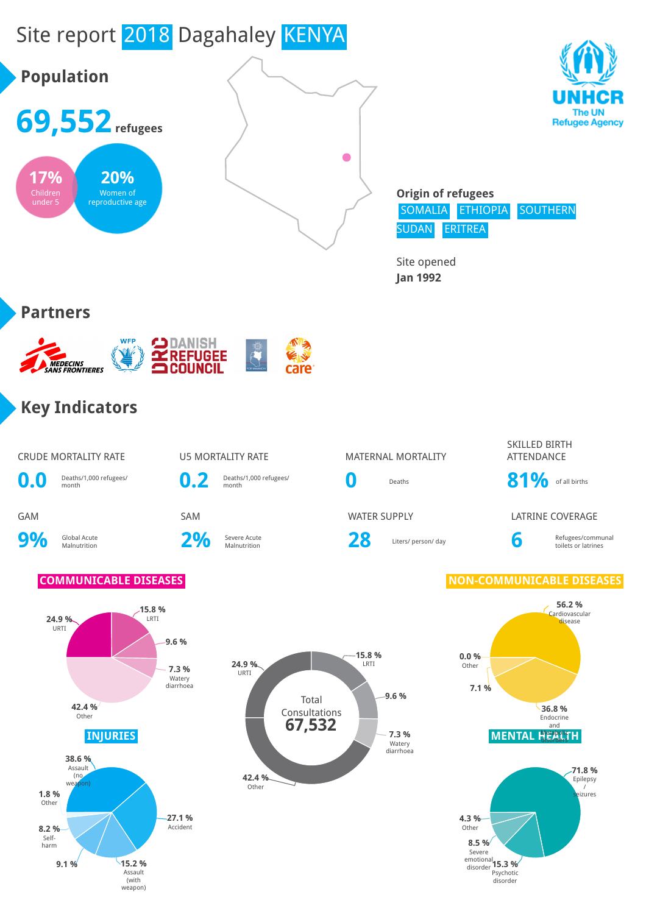# Site report 2018 Dagahaley KENYA

## Population

**69,552** refugees

- 17% Children under 5
- 20% Women of reproductive age

**Origin of refugees**

SOMALIA ETHIOPIA SOUTHERN SUDAN ERITREA

Site opened
**Jan 1992**

UNHCR
The UN Refugee Agency

## Partners

MEDECINS SANS FRONTIERES, WFP, DANISH REFUGEE COUNCIL, care

## Key Indicators

| CRUDE MORTALITY RATE | U5 MORTALITY RATE | MATERNAL MORTALITY | SKILLED BIRTH ATTENDANCE |
|---|---|---|---|
| **0.0** Deaths/1,000 refugees/ month | **0.2** Deaths/1,000 refugees/ month | **0** Deaths | **81%** of all births |

| GAM | SAM | WATER SUPPLY | LATRINE COVERAGE |
|---|---|---|---|
| **9%** Global Acute Malnutrition | **2%** Severe Acute Malnutrition | **28** Liters/ person/ day | **6** Refugees/communal toilets or latrines |

### COMMUNICABLE DISEASES

- 24.9 % URTI
- 15.8 % LRTI
- 9.6 %
- 7.3 % Watery diarrhoea
- 42.4 % Other

Total Consultations **67,532**

- 24.9 % URTI
- 15.8 % LRTI
- 9.6 %
- 7.3 % Watery diarrhoea
- 42.4 % Other

### NON-COMMUNICABLE DISEASES

- 56.2 % Cardiovascular disease
- 36.8 % Endocrine and metabolic disorders
- 7.1 %
- 0.0 % Other

### INJURIES

- 38.6 % Assault (no weapon)
- 27.1 % Accident
- 15.2 % Assault (with weapon)
- 9.1 %
- 8.2 % Self-harm
- 1.8 % Other

### MENTAL HEALTH

- 71.8 % Epilepsy / seizures
- 15.3 % Psychotic disorder
- 8.5 % Severe emotional disorder
- 4.3 % Other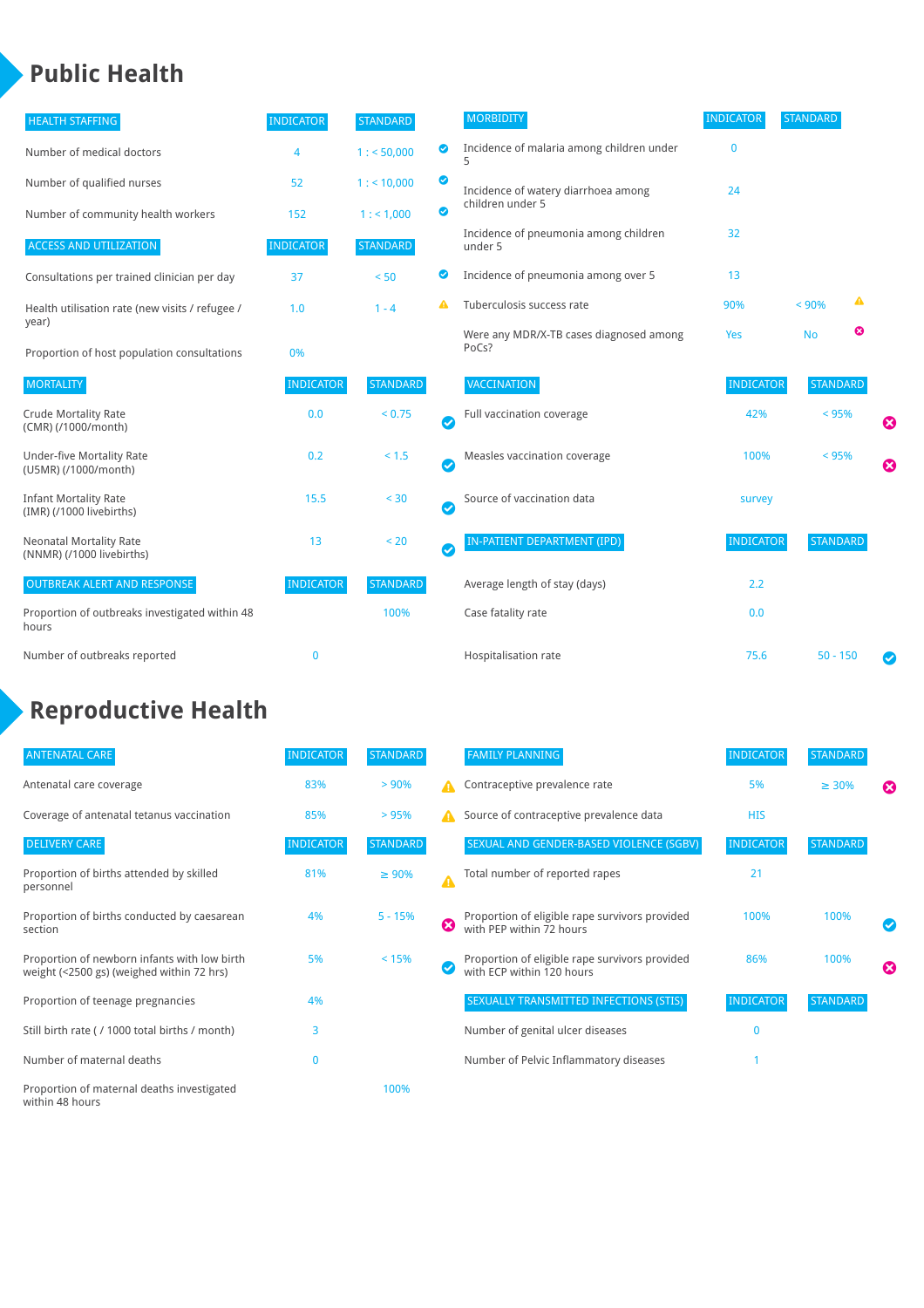# Public Health

| HEALTH STAFFING | INDICATOR | STANDARD | |
|---|---|---|---|
| Number of medical doctors | 4 | 1 : < 50,000 | ✔ |
| Number of qualified nurses | 52 | 1 : < 10,000 | ✔ |
| Number of community health workers | 152 | 1 : < 1,000 | ✔ |

| ACCESS AND UTILIZATION | INDICATOR | STANDARD | |
|---|---|---|---|
| Consultations per trained clinician per day | 37 | < 50 | ✔ |
| Health utilisation rate (new visits / refugee / year) | 1.0 | 1 - 4 | ⚠ |
| Proportion of host population consultations | 0% | | |

| MORTALITY | INDICATOR | STANDARD | |
|---|---|---|---|
| Crude Mortality Rate (CMR) (/1000/month) | 0.0 | < 0.75 | ✔ |
| Under-five Mortality Rate (U5MR) (/1000/month) | 0.2 | < 1.5 | ✔ |
| Infant Mortality Rate (IMR) (/1000 livebirths) | 15.5 | < 30 | ✔ |
| Neonatal Mortality Rate (NNMR) (/1000 livebirths) | 13 | < 20 | ✔ |

| OUTBREAK ALERT AND RESPONSE | INDICATOR | STANDARD |
|---|---|---|
| Proportion of outbreaks investigated within 48 hours | | 100% |
| Number of outbreaks reported | 0 | |

| MORBIDITY | INDICATOR | STANDARD | |
|---|---|---|---|
| Incidence of malaria among children under 5 | 0 | | |
| Incidence of watery diarrhoea among children under 5 | 24 | | |
| Incidence of pneumonia among children under 5 | 32 | | |
| Incidence of pneumonia among over 5 | 13 | | |
| Tuberculosis success rate | 90% | < 90% | ⚠ |
| Were any MDR/X-TB cases diagnosed among PoCs? | Yes | No | ✖ |

| VACCINATION | INDICATOR | STANDARD | |
|---|---|---|---|
| Full vaccination coverage | 42% | < 95% | ✖ |
| Measles vaccination coverage | 100% | < 95% | ✖ |
| Source of vaccination data | survey | | |

| IN-PATIENT DEPARTMENT (IPD) | INDICATOR | STANDARD | |
|---|---|---|---|
| Average length of stay (days) | 2.2 | | |
| Case fatality rate | 0.0 | | |
| Hospitalisation rate | 75.6 | 50 - 150 | ✔ |

# Reproductive Health

| ANTENATAL CARE | INDICATOR | STANDARD | |
|---|---|---|---|
| Antenatal care coverage | 83% | > 90% | ⚠ |
| Coverage of antenatal tetanus vaccination | 85% | > 95% | ⚠ |

| DELIVERY CARE | INDICATOR | STANDARD | |
|---|---|---|---|
| Proportion of births attended by skilled personnel | 81% | ≥ 90% | ⚠ |
| Proportion of births conducted by caesarean section | 4% | 5 - 15% | ✖ |
| Proportion of newborn infants with low birth weight (<2500 gs) (weighed within 72 hrs) | 5% | < 15% | ✔ |
| Proportion of teenage pregnancies | 4% | | |
| Still birth rate ( / 1000 total births / month) | 3 | | |
| Number of maternal deaths | 0 | | |
| Proportion of maternal deaths investigated within 48 hours | | 100% | |

| FAMILY PLANNING | INDICATOR | STANDARD | |
|---|---|---|---|
| Contraceptive prevalence rate | 5% | ≥ 30% | ✖ |
| Source of contraceptive prevalence data | HIS | | |

| SEXUAL AND GENDER-BASED VIOLENCE (SGBV) | INDICATOR | STANDARD | |
|---|---|---|---|
| Total number of reported rapes | 21 | | |
| Proportion of eligible rape survivors provided with PEP within 72 hours | 100% | 100% | ✔ |
| Proportion of eligible rape survivors provided with ECP within 120 hours | 86% | 100% | ✖ |

| SEXUALLY TRANSMITTED INFECTIONS (STIS) | INDICATOR | STANDARD |
|---|---|---|
| Number of genital ulcer diseases | 0 | |
| Number of Pelvic Inflammatory diseases | 1 | |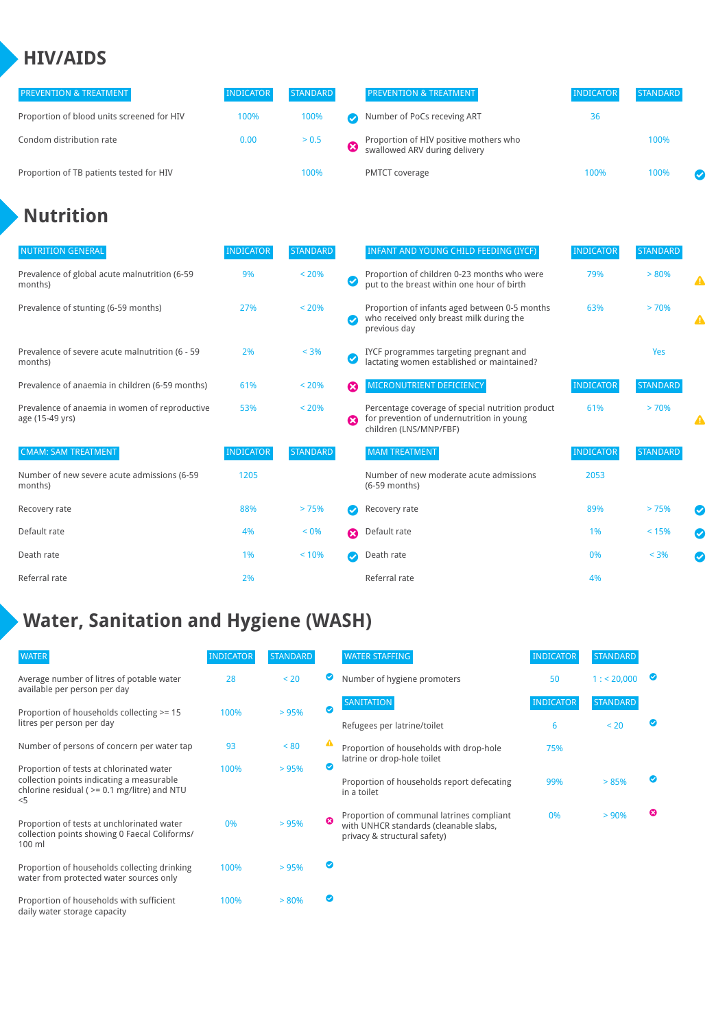# HIV/AIDS

| PREVENTION & TREATMENT | INDICATOR | STANDARD | |
|---|---|---|---|
| Proportion of blood units screened for HIV | 100% | 100% | ✔ |
| Condom distribution rate | 0.00 | > 0.5 | ✖ |
| Proportion of TB patients tested for HIV | | 100% | |

| PREVENTION & TREATMENT | INDICATOR | STANDARD | |
|---|---|---|---|
| Number of PoCs receving ART | 36 | | |
| Proportion of HIV positive mothers who swallowed ARV during delivery | | 100% | |
| PMTCT coverage | 100% | 100% | ✔ |

# Nutrition

| NUTRITION GENERAL | INDICATOR | STANDARD | |
|---|---|---|---|
| Prevalence of global acute malnutrition (6-59 months) | 9% | < 20% | ✔ |
| Prevalence of stunting (6-59 months) | 27% | < 20% | ✔ |
| Prevalence of severe acute malnutrition (6 - 59 months) | 2% | < 3% | ✔ |
| Prevalence of anaemia in children (6-59 months) | 61% | < 20% | ✖ |
| Prevalence of anaemia in women of reproductive age (15-49 yrs) | 53% | < 20% | ✖ |

| INFANT AND YOUNG CHILD FEEDING (IYCF) | INDICATOR | STANDARD | |
|---|---|---|---|
| Proportion of children 0-23 months who were put to the breast within one hour of birth | 79% | > 80% | ⚠ |
| Proportion of infants aged between 0-5 months who received only breast milk during the previous day | 63% | > 70% | ⚠ |
| IYCF programmes targeting pregnant and lactating women established or maintained? | | Yes | |

| MICRONUTRIENT DEFICIENCY | INDICATOR | STANDARD | |
|---|---|---|---|
| Percentage coverage of special nutrition product for prevention of undernutrition in young children (LNS/MNP/FBF) | 61% | > 70% | ⚠ |

| CMAM: SAM TREATMENT | INDICATOR | STANDARD | |
|---|---|---|---|
| Number of new severe acute admissions (6-59 months) | 1205 | | |
| Recovery rate | 88% | > 75% | ✔ |
| Default rate | 4% | < 0% | ✖ |
| Death rate | 1% | < 10% | ✔ |
| Referral rate | 2% | | |

| MAM TREATMENT | INDICATOR | STANDARD | |
|---|---|---|---|
| Number of new moderate acute admissions (6-59 months) | 2053 | | |
| Recovery rate | 89% | > 75% | ✔ |
| Default rate | 1% | < 15% | ✔ |
| Death rate | 0% | < 3% | ✔ |
| Referral rate | 4% | | |

# Water, Sanitation and Hygiene (WASH)

| WATER | INDICATOR | STANDARD | |
|---|---|---|---|
| Average number of litres of potable water available per person per day | 28 | < 20 | ✔ |
| Proportion of households collecting >= 15 litres per person per day | 100% | > 95% | ✔ |
| Number of persons of concern per water tap | 93 | < 80 | ⚠ |
| Proportion of tests at chlorinated water collection points indicating a measurable chlorine residual ( >= 0.1 mg/litre) and NTU <5 | 100% | > 95% | ✔ |
| Proportion of tests at unchlorinated water collection points showing 0 Faecal Coliforms/ 100 ml | 0% | > 95% | ✖ |
| Proportion of households collecting drinking water from protected water sources only | 100% | > 95% | ✔ |
| Proportion of households with sufficient daily water storage capacity | 100% | > 80% | ✔ |

| WATER STAFFING | INDICATOR | STANDARD | |
|---|---|---|---|
| Number of hygiene promoters | 50 | 1 : < 20,000 | ✔ |

| SANITATION | INDICATOR | STANDARD | |
|---|---|---|---|
| Refugees per latrine/toilet | 6 | < 20 | ✔ |
| Proportion of households with drop-hole latrine or drop-hole toilet | 75% | | |
| Proportion of households report defecating in a toilet | 99% | > 85% | ✔ |
| Proportion of communal latrines compliant with UNHCR standards (cleanable slabs, privacy & structural safety) | 0% | > 90% | ✖ |